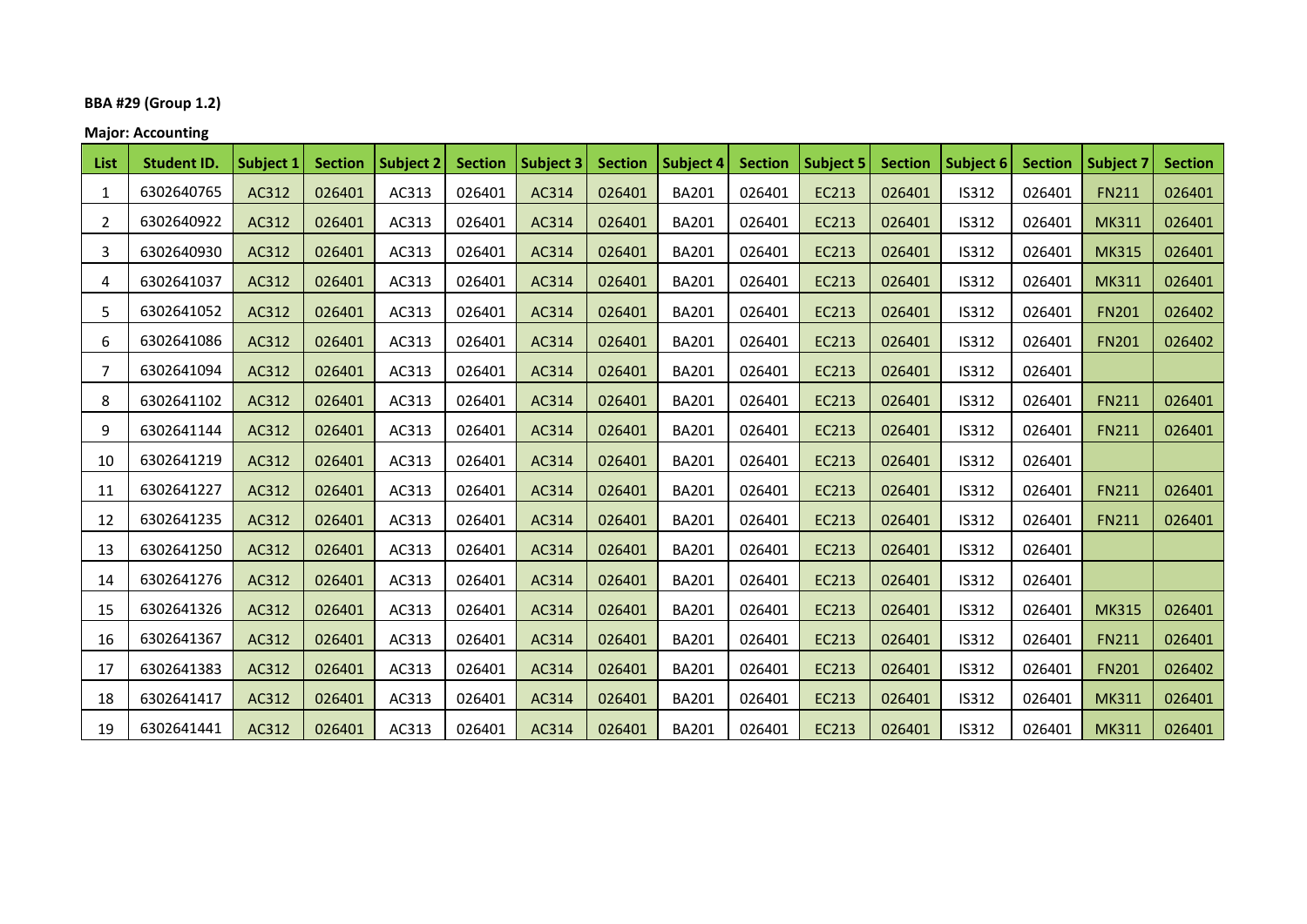**BBA #29 (Group 1.2)**

**Major: Accounting**

| List | Student ID. | Subject 1 | Section | Subject 2 | Section | Subject 3 | Section | Subject 4 | Section | Subject 5 | Section | Subject 6 | Section | Subject 7 | Section |
|---|---|---|---|---|---|---|---|---|---|---|---|---|---|---|---|
| 1 | 6302640765 | AC312 | 026401 | AC313 | 026401 | AC314 | 026401 | BA201 | 026401 | EC213 | 026401 | IS312 | 026401 | FN211 | 026401 |
| 2 | 6302640922 | AC312 | 026401 | AC313 | 026401 | AC314 | 026401 | BA201 | 026401 | EC213 | 026401 | IS312 | 026401 | MK311 | 026401 |
| 3 | 6302640930 | AC312 | 026401 | AC313 | 026401 | AC314 | 026401 | BA201 | 026401 | EC213 | 026401 | IS312 | 026401 | MK315 | 026401 |
| 4 | 6302641037 | AC312 | 026401 | AC313 | 026401 | AC314 | 026401 | BA201 | 026401 | EC213 | 026401 | IS312 | 026401 | MK311 | 026401 |
| 5 | 6302641052 | AC312 | 026401 | AC313 | 026401 | AC314 | 026401 | BA201 | 026401 | EC213 | 026401 | IS312 | 026401 | FN201 | 026402 |
| 6 | 6302641086 | AC312 | 026401 | AC313 | 026401 | AC314 | 026401 | BA201 | 026401 | EC213 | 026401 | IS312 | 026401 | FN201 | 026402 |
| 7 | 6302641094 | AC312 | 026401 | AC313 | 026401 | AC314 | 026401 | BA201 | 026401 | EC213 | 026401 | IS312 | 026401 | | |
| 8 | 6302641102 | AC312 | 026401 | AC313 | 026401 | AC314 | 026401 | BA201 | 026401 | EC213 | 026401 | IS312 | 026401 | FN211 | 026401 |
| 9 | 6302641144 | AC312 | 026401 | AC313 | 026401 | AC314 | 026401 | BA201 | 026401 | EC213 | 026401 | IS312 | 026401 | FN211 | 026401 |
| 10 | 6302641219 | AC312 | 026401 | AC313 | 026401 | AC314 | 026401 | BA201 | 026401 | EC213 | 026401 | IS312 | 026401 | | |
| 11 | 6302641227 | AC312 | 026401 | AC313 | 026401 | AC314 | 026401 | BA201 | 026401 | EC213 | 026401 | IS312 | 026401 | FN211 | 026401 |
| 12 | 6302641235 | AC312 | 026401 | AC313 | 026401 | AC314 | 026401 | BA201 | 026401 | EC213 | 026401 | IS312 | 026401 | FN211 | 026401 |
| 13 | 6302641250 | AC312 | 026401 | AC313 | 026401 | AC314 | 026401 | BA201 | 026401 | EC213 | 026401 | IS312 | 026401 | | |
| 14 | 6302641276 | AC312 | 026401 | AC313 | 026401 | AC314 | 026401 | BA201 | 026401 | EC213 | 026401 | IS312 | 026401 | | |
| 15 | 6302641326 | AC312 | 026401 | AC313 | 026401 | AC314 | 026401 | BA201 | 026401 | EC213 | 026401 | IS312 | 026401 | MK315 | 026401 |
| 16 | 6302641367 | AC312 | 026401 | AC313 | 026401 | AC314 | 026401 | BA201 | 026401 | EC213 | 026401 | IS312 | 026401 | FN211 | 026401 |
| 17 | 6302641383 | AC312 | 026401 | AC313 | 026401 | AC314 | 026401 | BA201 | 026401 | EC213 | 026401 | IS312 | 026401 | FN201 | 026402 |
| 18 | 6302641417 | AC312 | 026401 | AC313 | 026401 | AC314 | 026401 | BA201 | 026401 | EC213 | 026401 | IS312 | 026401 | MK311 | 026401 |
| 19 | 6302641441 | AC312 | 026401 | AC313 | 026401 | AC314 | 026401 | BA201 | 026401 | EC213 | 026401 | IS312 | 026401 | MK311 | 026401 |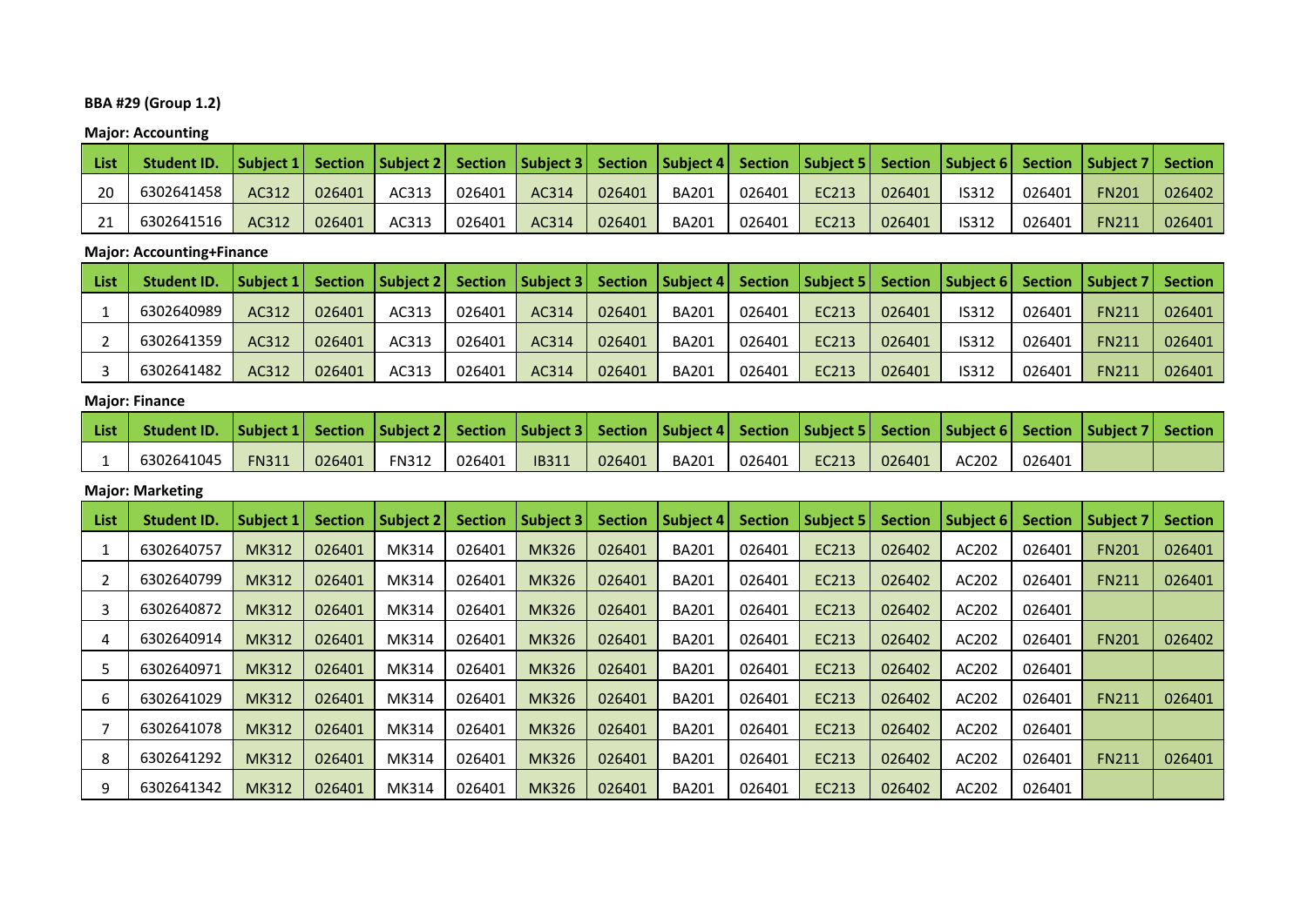**BBA #29 (Group 1.2)**

**Major: Accounting**

| List | Student ID. | Subject 1 | Section | Subject 2 | Section | Subject 3 | Section | Subject 4 | Section | Subject 5 | Section | Subject 6 | Section | Subject 7 | Section |
|---|---|---|---|---|---|---|---|---|---|---|---|---|---|---|---|
| 20 | 6302641458 | AC312 | 026401 | AC313 | 026401 | AC314 | 026401 | BA201 | 026401 | EC213 | 026401 | IS312 | 026401 | FN201 | 026402 |
| 21 | 6302641516 | AC312 | 026401 | AC313 | 026401 | AC314 | 026401 | BA201 | 026401 | EC213 | 026401 | IS312 | 026401 | FN211 | 026401 |

**Major: Accounting+Finance**

| List | Student ID. | Subject 1 | Section | Subject 2 | Section | Subject 3 | Section | Subject 4 | Section | Subject 5 | Section | Subject 6 | Section | Subject 7 | Section |
|---|---|---|---|---|---|---|---|---|---|---|---|---|---|---|---|
| 1 | 6302640989 | AC312 | 026401 | AC313 | 026401 | AC314 | 026401 | BA201 | 026401 | EC213 | 026401 | IS312 | 026401 | FN211 | 026401 |
| 2 | 6302641359 | AC312 | 026401 | AC313 | 026401 | AC314 | 026401 | BA201 | 026401 | EC213 | 026401 | IS312 | 026401 | FN211 | 026401 |
| 3 | 6302641482 | AC312 | 026401 | AC313 | 026401 | AC314 | 026401 | BA201 | 026401 | EC213 | 026401 | IS312 | 026401 | FN211 | 026401 |

**Major: Finance**

| List | Student ID. | Subject 1 | Section | Subject 2 | Section | Subject 3 | Section | Subject 4 | Section | Subject 5 | Section | Subject 6 | Section | Subject 7 | Section |
|---|---|---|---|---|---|---|---|---|---|---|---|---|---|---|---|
| 1 | 6302641045 | FN311 | 026401 | FN312 | 026401 | IB311 | 026401 | BA201 | 026401 | EC213 | 026401 | AC202 | 026401 | | |

**Major: Marketing**

| List | Student ID. | Subject 1 | Section | Subject 2 | Section | Subject 3 | Section | Subject 4 | Section | Subject 5 | Section | Subject 6 | Section | Subject 7 | Section |
|---|---|---|---|---|---|---|---|---|---|---|---|---|---|---|---|
| 1 | 6302640757 | MK312 | 026401 | MK314 | 026401 | MK326 | 026401 | BA201 | 026401 | EC213 | 026402 | AC202 | 026401 | FN201 | 026401 |
| 2 | 6302640799 | MK312 | 026401 | MK314 | 026401 | MK326 | 026401 | BA201 | 026401 | EC213 | 026402 | AC202 | 026401 | FN211 | 026401 |
| 3 | 6302640872 | MK312 | 026401 | MK314 | 026401 | MK326 | 026401 | BA201 | 026401 | EC213 | 026402 | AC202 | 026401 | | |
| 4 | 6302640914 | MK312 | 026401 | MK314 | 026401 | MK326 | 026401 | BA201 | 026401 | EC213 | 026402 | AC202 | 026401 | FN201 | 026402 |
| 5 | 6302640971 | MK312 | 026401 | MK314 | 026401 | MK326 | 026401 | BA201 | 026401 | EC213 | 026402 | AC202 | 026401 | | |
| 6 | 6302641029 | MK312 | 026401 | MK314 | 026401 | MK326 | 026401 | BA201 | 026401 | EC213 | 026402 | AC202 | 026401 | FN211 | 026401 |
| 7 | 6302641078 | MK312 | 026401 | MK314 | 026401 | MK326 | 026401 | BA201 | 026401 | EC213 | 026402 | AC202 | 026401 | | |
| 8 | 6302641292 | MK312 | 026401 | MK314 | 026401 | MK326 | 026401 | BA201 | 026401 | EC213 | 026402 | AC202 | 026401 | FN211 | 026401 |
| 9 | 6302641342 | MK312 | 026401 | MK314 | 026401 | MK326 | 026401 | BA201 | 026401 | EC213 | 026402 | AC202 | 026401 | | |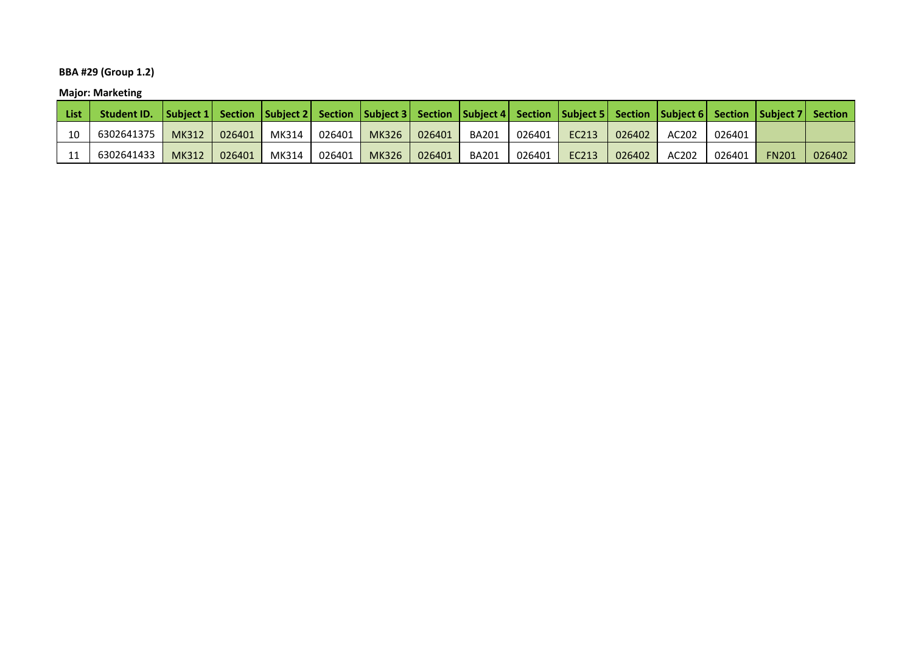**BBA #29 (Group 1.2)**

**Major: Marketing**

| List | Student ID. | Subject 1 | Section | Subject 2 | Section | Subject 3 | Section | Subject 4 | Section | Subject 5 | Section | Subject 6 | Section | Subject 7 | Section |
|---|---|---|---|---|---|---|---|---|---|---|---|---|---|---|---|
| 10 | 6302641375 | MK312 | 026401 | MK314 | 026401 | MK326 | 026401 | BA201 | 026401 | EC213 | 026402 | AC202 | 026401 | | |
| 11 | 6302641433 | MK312 | 026401 | MK314 | 026401 | MK326 | 026401 | BA201 | 026401 | EC213 | 026402 | AC202 | 026401 | FN201 | 026402 |